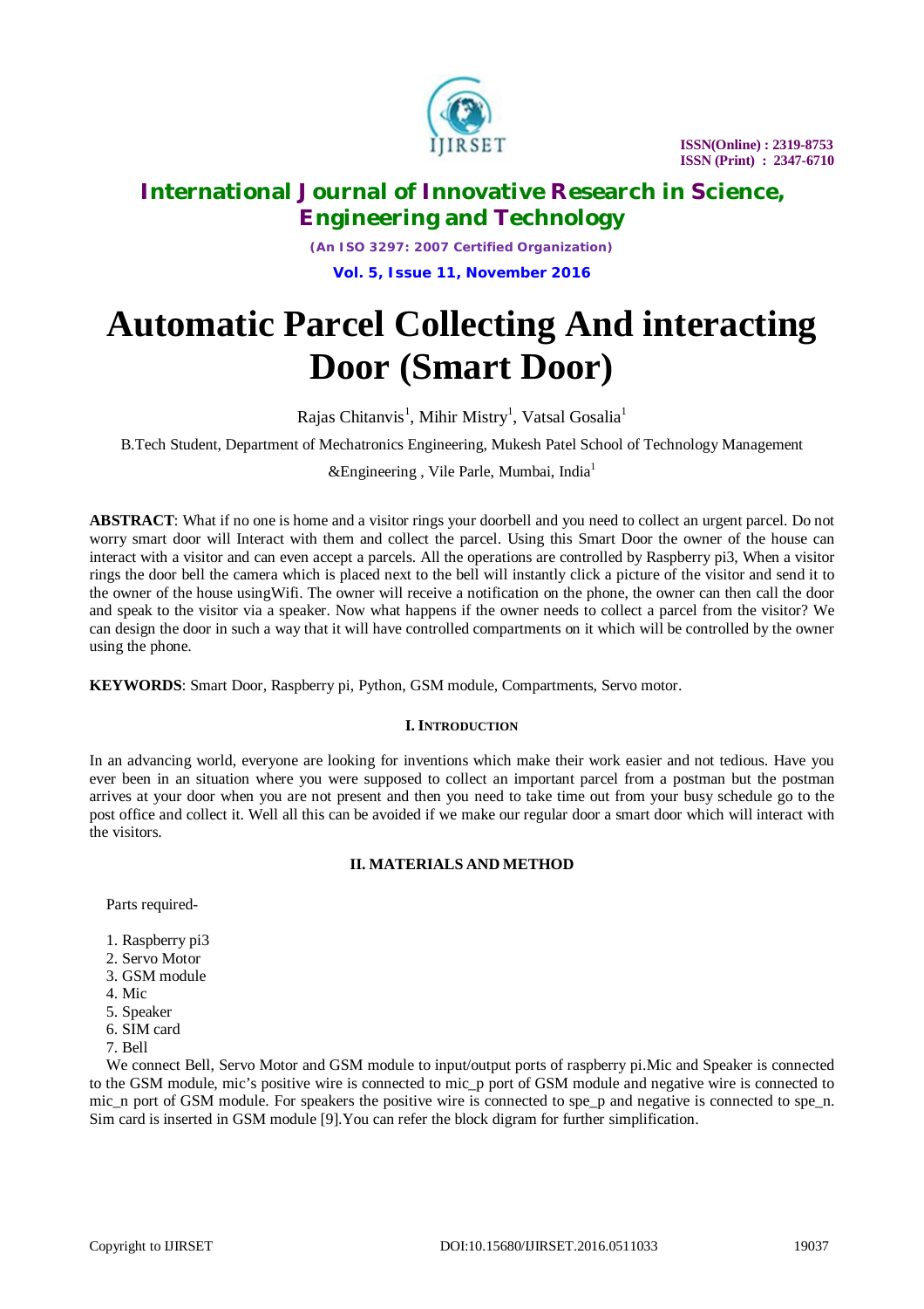# Automatic Parcel Collecting And interacting Door (Smart Door)

Rajas Chitanvis[1], Mihir Mistry[1], Vatsal Gosalia[1]

B.Tech Student, Department of Mechatronics Engineering, Mukesh Patel School of Technology Management &Engineering , Vile Parle, Mumbai, India[1]

**ABSTRACT**: What if no one is home and a visitor rings your doorbell and you need to collect an urgent parcel. Do not worry smart door will Interact with them and collect the parcel. Using this Smart Door the owner of the house can interact with a visitor and can even accept a parcels. All the operations are controlled by Raspberry pi3, When a visitor rings the door bell the camera which is placed next to the bell will instantly click a picture of the visitor and send it to the owner of the house usingWifi. The owner will receive a notification on the phone, the owner can then call the door and speak to the visitor via a speaker. Now what happens if the owner needs to collect a parcel from the visitor? We can design the door in such a way that it will have controlled compartments on it which will be controlled by the owner using the phone.

**KEYWORDS**: Smart Door, Raspberry pi, Python, GSM module, Compartments, Servo motor.

## I. INTRODUCTION

In an advancing world, everyone are looking for inventions which make their work easier and not tedious. Have you ever been in an situation where you were supposed to collect an important parcel from a postman but the postman arrives at your door when you are not present and then you need to take time out from your busy schedule go to the post office and collect it. Well all this can be avoided if we make our regular door a smart door which will interact with the visitors.

## II. MATERIALS AND METHOD

Parts required-

1. Raspberry pi3
2. Servo Motor
3. GSM module
4. Mic
5. Speaker
6. SIM card
7. Bell

We connect Bell, Servo Motor and GSM module to input/output ports of raspberry pi.Mic and Speaker is connected to the GSM module, mic's positive wire is connected to mic_p port of GSM module and negative wire is connected to mic_n port of GSM module. For speakers the positive wire is connected to spe_p and negative is connected to spe_n. Sim card is inserted in GSM module [9].You can refer the block digram for further simplification.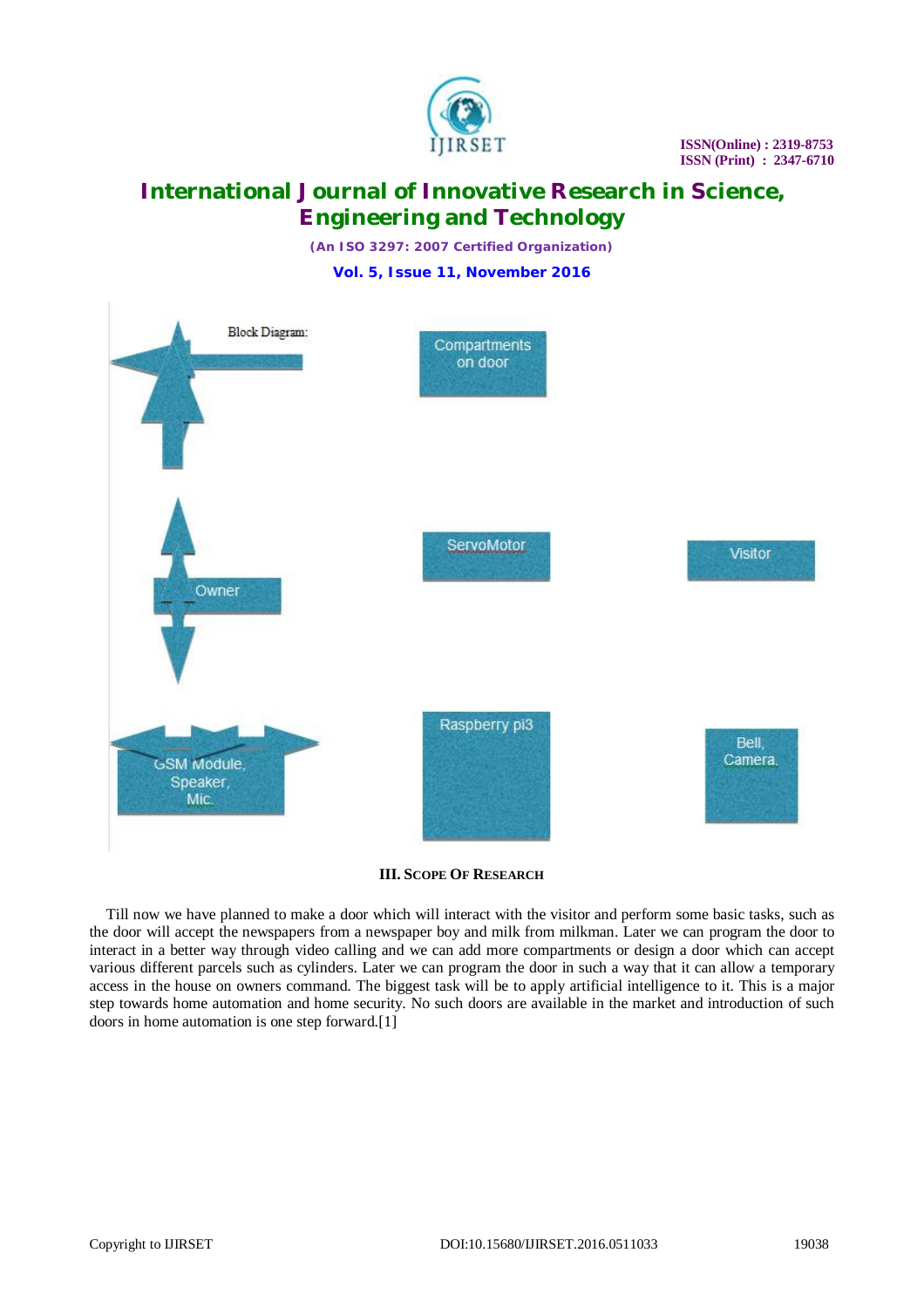Block Diagram:

Compartments on door

ServoMotor

Visitor

Owner

GSM Module, Speaker, Mic.

Raspberry pi3

Bell, Camera.

### III. Scope Of Research

Till now we have planned to make a door which will interact with the visitor and perform some basic tasks, such as the door will accept the newspapers from a newspaper boy and milk from milkman. Later we can program the door to interact in a better way through video calling and we can add more compartments or design a door which can accept various different parcels such as cylinders. Later we can program the door in such a way that it can allow a temporary access in the house on owners command. The biggest task will be to apply artificial intelligence to it. This is a major step towards home automation and home security. No such doors are available in the market and introduction of such doors in home automation is one step forward.[1]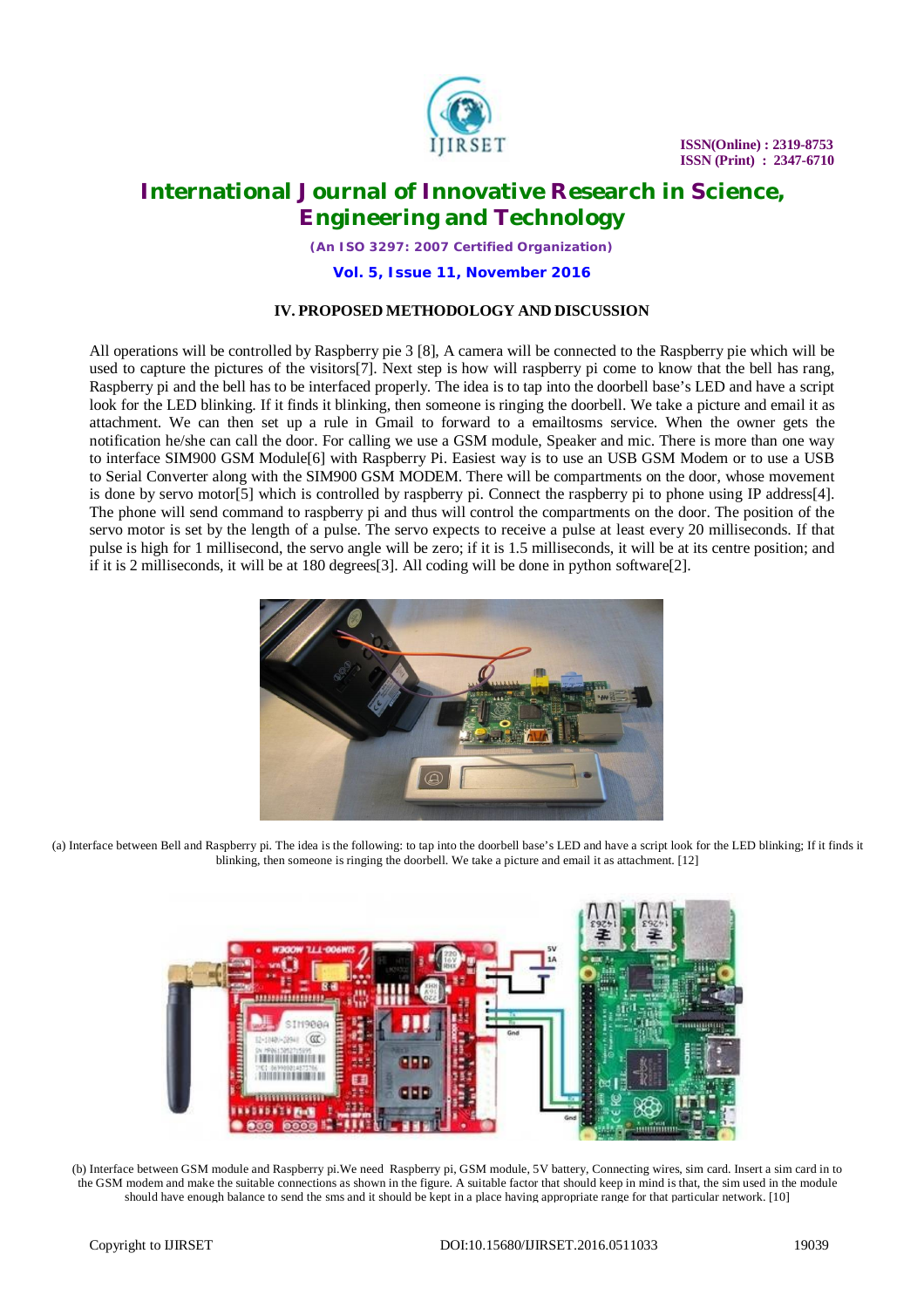## IV. PROPOSED METHODOLOGY AND DISCUSSION

All operations will be controlled by Raspberry pie 3 [8], A camera will be connected to the Raspberry pie which will be used to capture the pictures of the visitors[7]. Next step is how will raspberry pi come to know that the bell has rang, Raspberry pi and the bell has to be interfaced properly. The idea is to tap into the doorbell base's LED and have a script look for the LED blinking. If it finds it blinking, then someone is ringing the doorbell. We take a picture and email it as attachment. We can then set up a rule in Gmail to forward to a emailtosms service. When the owner gets the notification he/she can call the door. For calling we use a GSM module, Speaker and mic. There is more than one way to interface SIM900 GSM Module[6] with Raspberry Pi. Easiest way is to use an USB GSM Modem or to use a USB to Serial Converter along with the SIM900 GSM MODEM. There will be compartments on the door, whose movement is done by servo motor[5] which is controlled by raspberry pi. Connect the raspberry pi to phone using IP address[4]. The phone will send command to raspberry pi and thus will control the compartments on the door. The position of the servo motor is set by the length of a pulse. The servo expects to receive a pulse at least every 20 milliseconds. If that pulse is high for 1 millisecond, the servo angle will be zero; if it is 1.5 milliseconds, it will be at its centre position; and if it is 2 milliseconds, it will be at 180 degrees[3]. All coding will be done in python software[2].

(a) Interface between Bell and Raspberry pi. The idea is the following: to tap into the doorbell base's LED and have a script look for the LED blinking; If it finds it blinking, then someone is ringing the doorbell. We take a picture and email it as attachment. [12]

(b) Interface between GSM module and Raspberry pi.We need Raspberry pi, GSM module, 5V battery, Connecting wires, sim card. Insert a sim card in to the GSM modem and make the suitable connections as shown in the figure. A suitable factor that should keep in mind is that, the sim used in the module should have enough balance to send the sms and it should be kept in a place having appropriate range for that particular network. [10]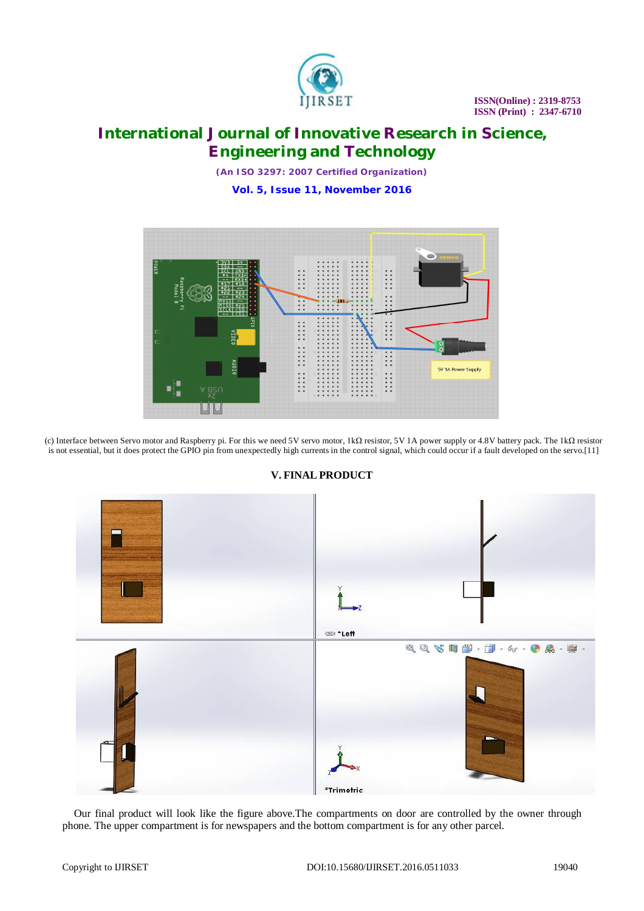(c) Interface between Servo motor and Raspberry pi. For this we need 5V servo motor, 1kΩ resistor, 5V 1A power supply or 4.8V battery pack. The 1kΩ resistor is not essential, but it does protect the GPIO pin from unexpectedly high currents in the control signal, which could occur if a fault developed on the servo.[11]

## V. FINAL PRODUCT

Our final product will look like the figure above.The compartments on door are controlled by the owner through phone. The upper compartment is for newspapers and the bottom compartment is for any other parcel.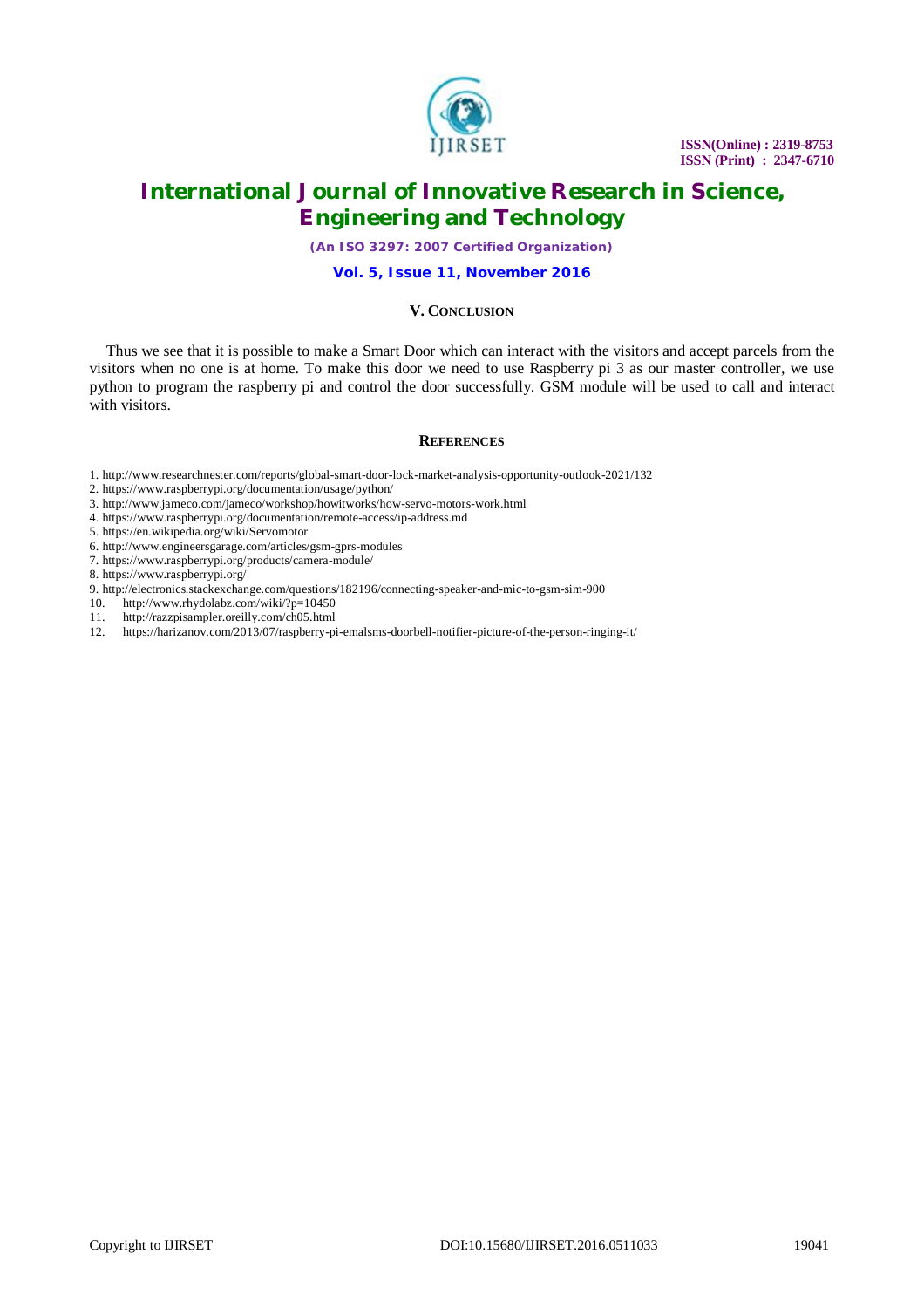## V. CONCLUSION

Thus we see that it is possible to make a Smart Door which can interact with the visitors and accept parcels from the visitors when no one is at home. To make this door we need to use Raspberry pi 3 as our master controller, we use python to program the raspberry pi and control the door successfully. GSM module will be used to call and interact with visitors.

## REFERENCES

1. http://www.researchnester.com/reports/global-smart-door-lock-market-analysis-opportunity-outlook-2021/132
2. https://www.raspberrypi.org/documentation/usage/python/
3. http://www.jameco.com/jameco/workshop/howitworks/how-servo-motors-work.html
4. https://www.raspberrypi.org/documentation/remote-access/ip-address.md
5. https://en.wikipedia.org/wiki/Servomotor
6. http://www.engineersgarage.com/articles/gsm-gprs-modules
7. https://www.raspberrypi.org/products/camera-module/
8. https://www.raspberrypi.org/
9. http://electronics.stackexchange.com/questions/182196/connecting-speaker-and-mic-to-gsm-sim-900
10. http://www.rhydolabz.com/wiki/?p=10450
11. http://razzpisampler.oreilly.com/ch05.html
12. https://harizanov.com/2013/07/raspberry-pi-emalsms-doorbell-notifier-picture-of-the-person-ringing-it/